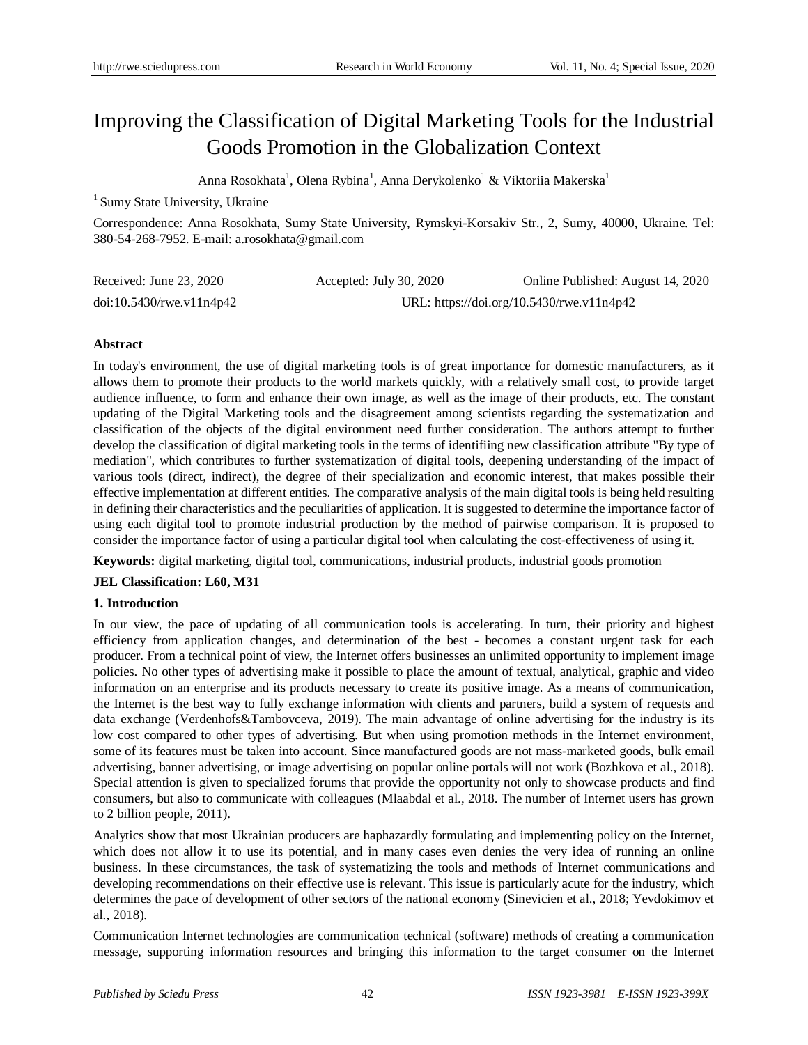# Improving the Classification of Digital Marketing Tools for the Industrial Goods Promotion in the Globalization Context

Anna Rosokhata[1], Olena Rybina[1], Anna Derykolenko[1] & Viktoriia Makerska[1]

[1] Sumy State University, Ukraine

Correspondence: Anna Rosokhata, Sumy State University, Rymskyi-Korsakiv Str., 2, Sumy, 40000, Ukraine. Tel: 380-54-268-7952. E-mail: a.rosokhata@gmail.com

Received: June 23, 2020 Accepted: July 30, 2020 Online Published: August 14, 2020

doi:10.5430/rwe.v11n4p42 URL: https://doi.org/10.5430/rwe.v11n4p42

## Abstract

In today's environment, the use of digital marketing tools is of great importance for domestic manufacturers, as it allows them to promote their products to the world markets quickly, with a relatively small cost, to provide target audience influence, to form and enhance their own image, as well as the image of their products, etc. The constant updating of the Digital Marketing tools and the disagreement among scientists regarding the systematization and classification of the objects of the digital environment need further consideration. The authors attempt to further develop the classification of digital marketing tools in the terms of identifiing new classification attribute "By type of mediation", which contributes to further systematization of digital tools, deepening understanding of the impact of various tools (direct, indirect), the degree of their specialization and economic interest, that makes possible their effective implementation at different entities. The comparative analysis of the main digital tools is being held resulting in defining their characteristics and the peculiarities of application. It is suggested to determine the importance factor of using each digital tool to promote industrial production by the method of pairwise comparison. It is proposed to consider the importance factor of using a particular digital tool when calculating the cost-effectiveness of using it.

**Keywords:** digital marketing, digital tool, communications, industrial products, industrial goods promotion

**JEL Classification: L60, M31**

## 1. Introduction

In our view, the pace of updating of all communication tools is accelerating. In turn, their priority and highest efficiency from application changes, and determination of the best - becomes a constant urgent task for each producer. From a technical point of view, the Internet offers businesses an unlimited opportunity to implement image policies. No other types of advertising make it possible to place the amount of textual, analytical, graphic and video information on an enterprise and its products necessary to create its positive image. As a means of communication, the Internet is the best way to fully exchange information with clients and partners, build a system of requests and data exchange (Verdenhofs&Tambovceva, 2019). The main advantage of online advertising for the industry is its low cost compared to other types of advertising. But when using promotion methods in the Internet environment, some of its features must be taken into account. Since manufactured goods are not mass-marketed goods, bulk email advertising, banner advertising, or image advertising on popular online portals will not work (Bozhkova et al., 2018). Special attention is given to specialized forums that provide the opportunity not only to showcase products and find consumers, but also to communicate with colleagues (Mlaabdal et al., 2018. The number of Internet users has grown to 2 billion people, 2011).

Analytics show that most Ukrainian producers are haphazardly formulating and implementing policy on the Internet, which does not allow it to use its potential, and in many cases even denies the very idea of running an online business. In these circumstances, the task of systematizing the tools and methods of Internet communications and developing recommendations on their effective use is relevant. This issue is particularly acute for the industry, which determines the pace of development of other sectors of the national economy (Sinevicien et al., 2018; Yevdokimov et al., 2018).

Communication Internet technologies are communication technical (software) methods of creating a communication message, supporting information resources and bringing this information to the target consumer on the Internet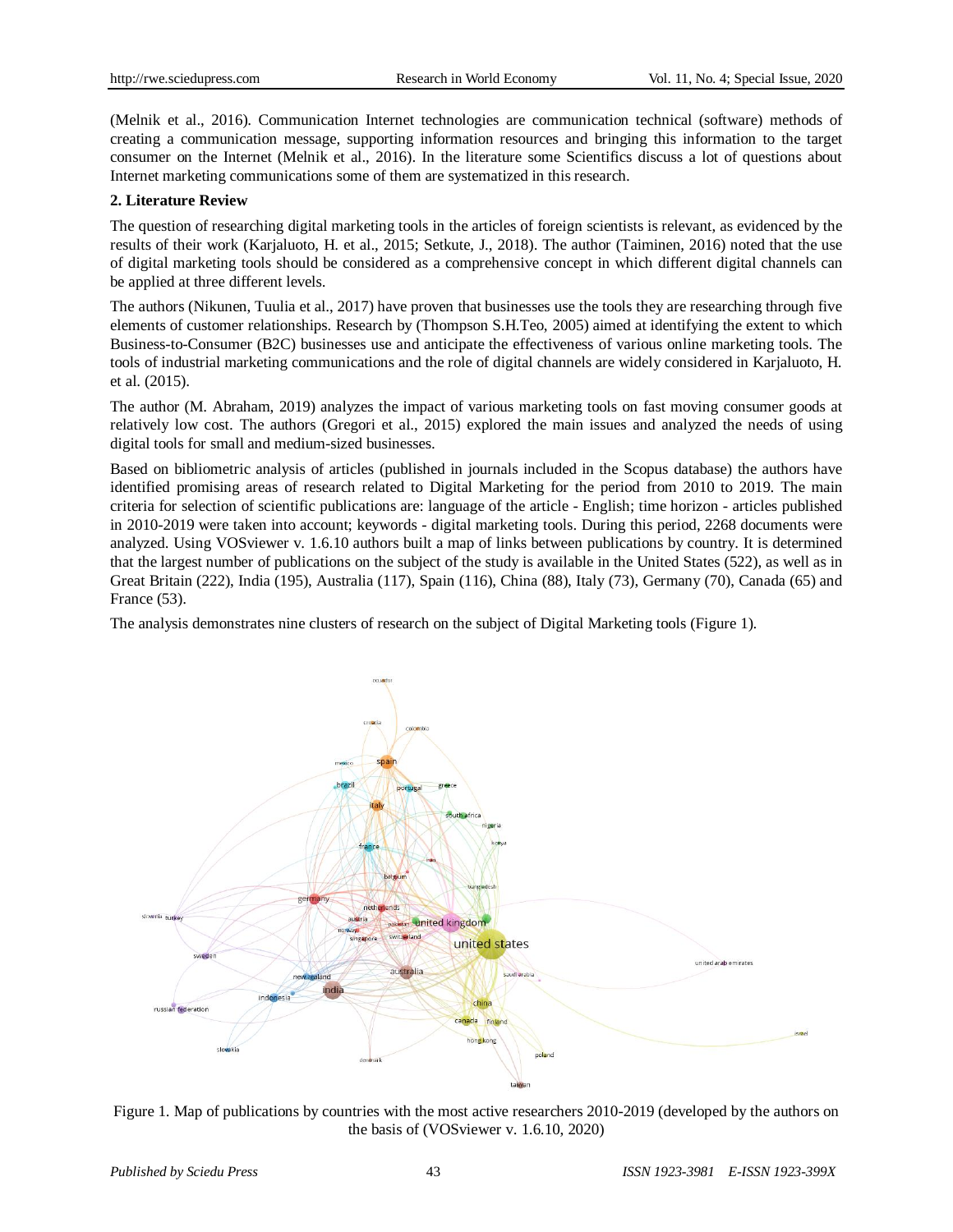(Melnik et al., 2016). Communication Internet technologies are communication technical (software) methods of creating a communication message, supporting information resources and bringing this information to the target consumer on the Internet (Melnik et al., 2016). In the literature some Scientifics discuss a lot of questions about Internet marketing communications some of them are systematized in this research.

## 2. Literature Review

The question of researching digital marketing tools in the articles of foreign scientists is relevant, as evidenced by the results of their work (Karjaluoto, H. et al., 2015; Setkute, J., 2018). The author (Taiminen, 2016) noted that the use of digital marketing tools should be considered as a comprehensive concept in which different digital channels can be applied at three different levels.

The authors (Nikunen, Tuulia et al., 2017) have proven that businesses use the tools they are researching through five elements of customer relationships. Research by (Thompson S.H.Teo, 2005) aimed at identifying the extent to which Business-to-Consumer (B2C) businesses use and anticipate the effectiveness of various online marketing tools. The tools of industrial marketing communications and the role of digital channels are widely considered in Karjaluoto, H. et al. (2015).

The author (M. Abraham, 2019) analyzes the impact of various marketing tools on fast moving consumer goods at relatively low cost. The authors (Gregori et al., 2015) explored the main issues and analyzed the needs of using digital tools for small and medium-sized businesses.

Based on bibliometric analysis of articles (published in journals included in the Scopus database) the authors have identified promising areas of research related to Digital Marketing for the period from 2010 to 2019. The main criteria for selection of scientific publications are: language of the article - English; time horizon - articles published in 2010-2019 were taken into account; keywords - digital marketing tools. During this period, 2268 documents were analyzed. Using VOSviewer v. 1.6.10 authors built a map of links between publications by country. It is determined that the largest number of publications on the subject of the study is available in the United States (522), as well as in Great Britain (222), India (195), Australia (117), Spain (116), China (88), Italy (73), Germany (70), Canada (65) and France (53).

The analysis demonstrates nine clusters of research on the subject of Digital Marketing tools (Figure 1).

Figure 1. Map of publications by countries with the most active researchers 2010-2019 (developed by the authors on the basis of (VOSviewer v. 1.6.10, 2020)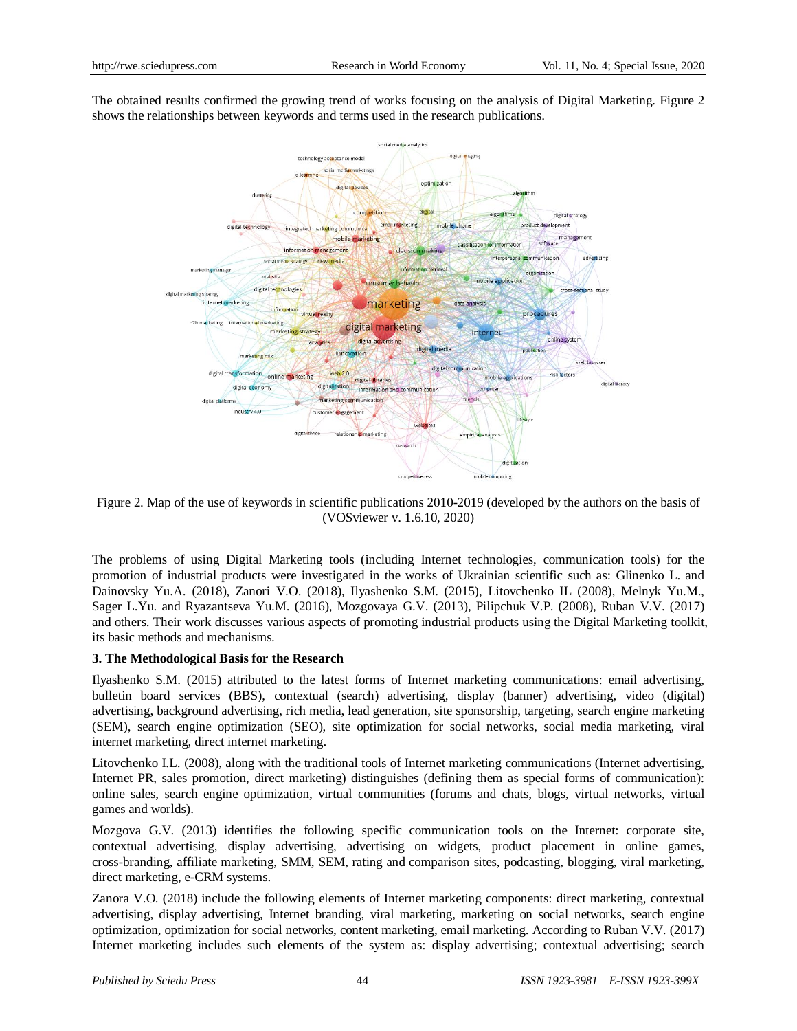The obtained results confirmed the growing trend of works focusing on the analysis of Digital Marketing. Figure 2 shows the relationships between keywords and terms used in the research publications.

Figure 2. Map of the use of keywords in scientific publications 2010-2019 (developed by the authors on the basis of (VOSviewer v. 1.6.10, 2020)

The problems of using Digital Marketing tools (including Internet technologies, communication tools) for the promotion of industrial products were investigated in the works of Ukrainian scientific such as: Glinenko L. and Dainovsky Yu.A. (2018), Zanori V.O. (2018), Ilyashenko S.M. (2015), Litovchenko IL (2008), Melnyk Yu.M., Sager L.Yu. and Ryazantseva Yu.M. (2016), Mozgovaya G.V. (2013), Pilipchuk V.P. (2008), Ruban V.V. (2017) and others. Their work discusses various aspects of promoting industrial products using the Digital Marketing toolkit, its basic methods and mechanisms.

## 3. The Methodological Basis for the Research

Ilyashenko S.M. (2015) attributed to the latest forms of Internet marketing communications: email advertising, bulletin board services (BBS), contextual (search) advertising, display (banner) advertising, video (digital) advertising, background advertising, rich media, lead generation, site sponsorship, targeting, search engine marketing (SEM), search engine optimization (SEO), site optimization for social networks, social media marketing, viral internet marketing, direct internet marketing.

Litovchenko I.L. (2008), along with the traditional tools of Internet marketing communications (Internet advertising, Internet PR, sales promotion, direct marketing) distinguishes (defining them as special forms of communication): online sales, search engine optimization, virtual communities (forums and chats, blogs, virtual networks, virtual games and worlds).

Mozgova G.V. (2013) identifies the following specific communication tools on the Internet: corporate site, contextual advertising, display advertising, advertising on widgets, product placement in online games, cross-branding, affiliate marketing, SMM, SEM, rating and comparison sites, podcasting, blogging, viral marketing, direct marketing, e-CRM systems.

Zanora V.O. (2018) include the following elements of Internet marketing components: direct marketing, contextual advertising, display advertising, Internet branding, viral marketing, marketing on social networks, search engine optimization, optimization for social networks, content marketing, email marketing. According to Ruban V.V. (2017) Internet marketing includes such elements of the system as: display advertising; contextual advertising; search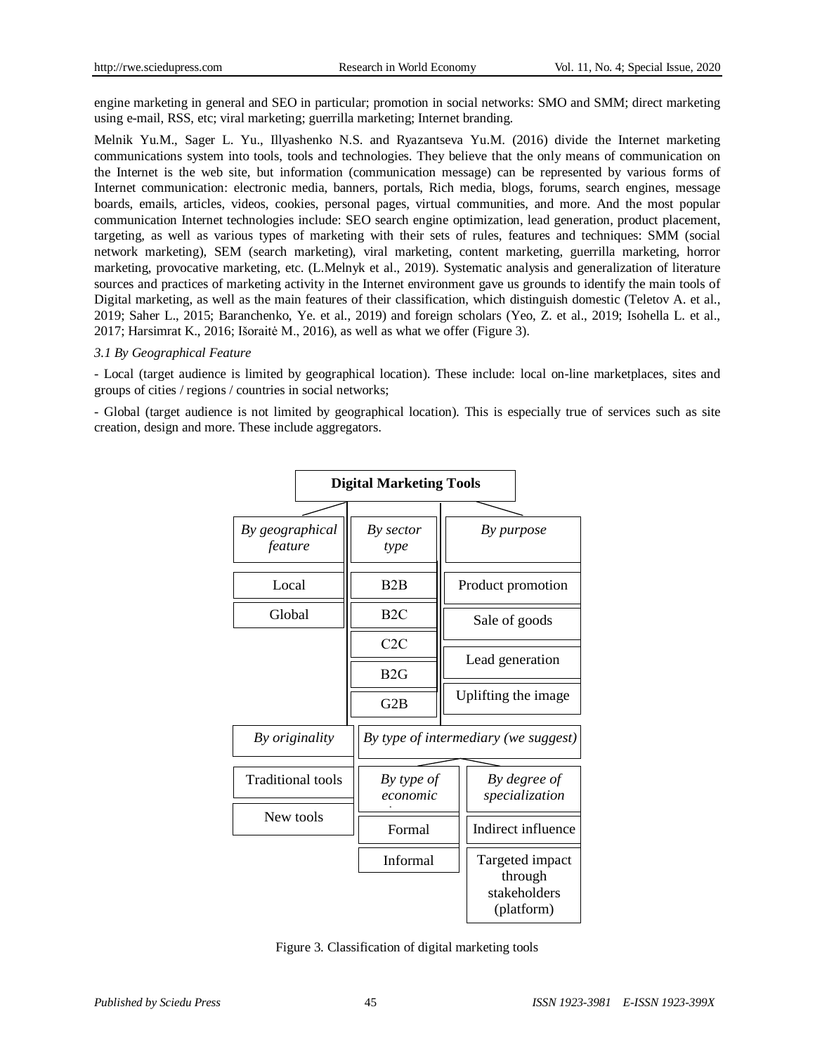engine marketing in general and SEO in particular; promotion in social networks: SMO and SMM; direct marketing using e-mail, RSS, etc; viral marketing; guerrilla marketing; Internet branding.

Melnik Yu.M., Sager L. Yu., Illyashenko N.S. and Ryazantseva Yu.M. (2016) divide the Internet marketing communications system into tools, tools and technologies. They believe that the only means of communication on the Internet is the web site, but information (communication message) can be represented by various forms of Internet communication: electronic media, banners, portals, Rich media, blogs, forums, search engines, message boards, emails, articles, videos, cookies, personal pages, virtual communities, and more. And the most popular communication Internet technologies include: SEO search engine optimization, lead generation, product placement, targeting, as well as various types of marketing with their sets of rules, features and techniques: SMM (social network marketing), SEM (search marketing), viral marketing, content marketing, guerrilla marketing, horror marketing, provocative marketing, etc. (L.Melnyk et al., 2019). Systematic analysis and generalization of literature sources and practices of marketing activity in the Internet environment gave us grounds to identify the main tools of Digital marketing, as well as the main features of their classification, which distinguish domestic (Teletov A. et al., 2019; Saher L., 2015; Baranchenko, Ye. et al., 2019) and foreign scholars (Yeo, Z. et al., 2019; Isohella L. et al., 2017; Harsimrat K., 2016; Išoraitė M., 2016), as well as what we offer (Figure 3).

### *3.1 By Geographical Feature*

- Local (target audience is limited by geographical location). These include: local on-line marketplaces, sites and groups of cities / regions / countries in social networks;

- Global (target audience is not limited by geographical location). This is especially true of services such as site creation, design and more. These include aggregators.

**Digital Marketing Tools**

- *By geographical feature*
  - Local
  - Global
- *By sector type*
  - B2B
  - B2C
  - C2C
  - B2G
  - G2B
- *By purpose*
  - Product promotion
  - Sale of goods
  - Lead generation
  - Uplifting the image
- *By originality*
  - Traditional tools
  - New tools
- *By type of intermediary (we suggest)*
  - *By type of economic*
    - Formal
    - Informal
  - *By degree of specialization*
    - Indirect influence
    - Targeted impact through stakeholders (platform)

Figure 3. Classification of digital marketing tools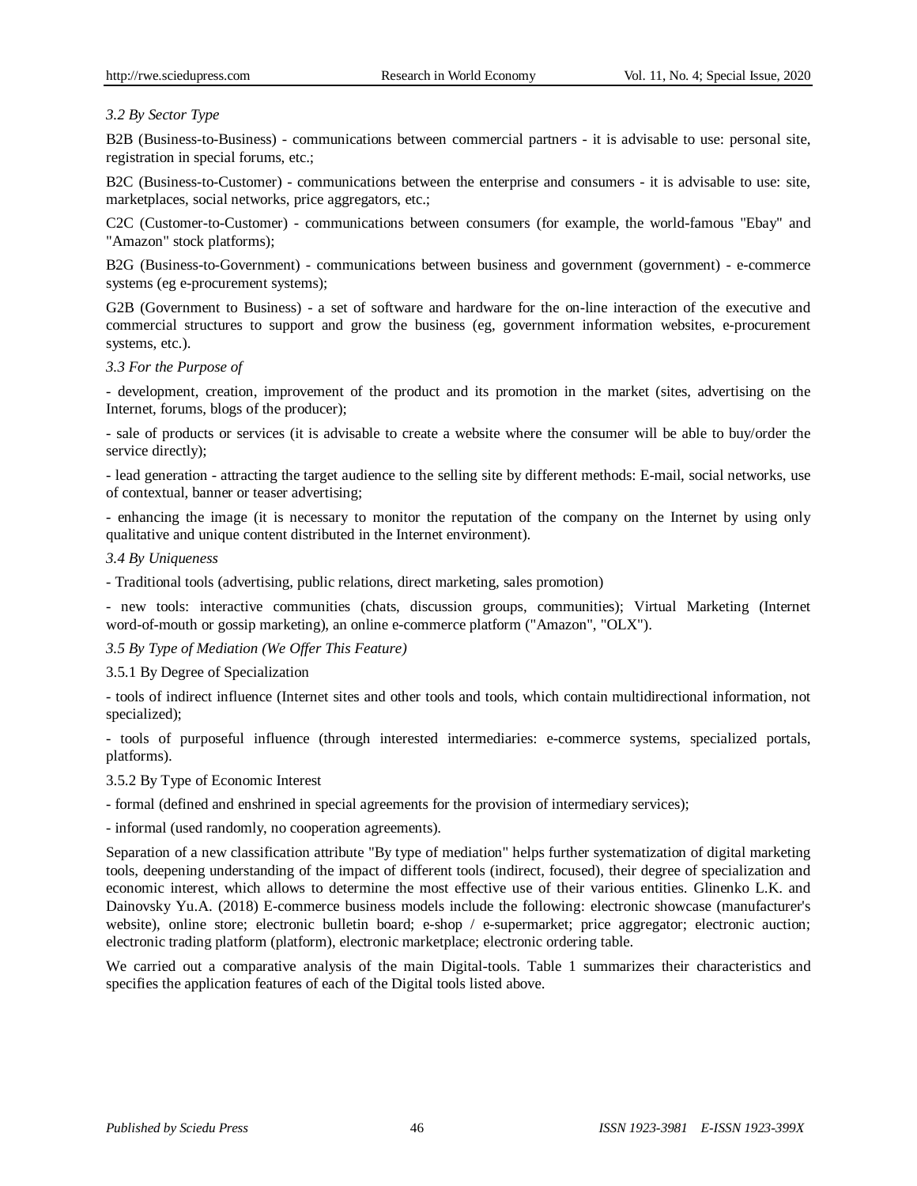### *3.2 By Sector Type*

B2B (Business-to-Business) - communications between commercial partners - it is advisable to use: personal site, registration in special forums, etc.;

B2C (Business-to-Customer) - communications between the enterprise and consumers - it is advisable to use: site, marketplaces, social networks, price aggregators, etc.;

C2C (Customer-to-Customer) - communications between consumers (for example, the world-famous "Ebay" and "Amazon" stock platforms);

B2G (Business-to-Government) - communications between business and government (government) - e-commerce systems (eg e-procurement systems);

G2B (Government to Business) - a set of software and hardware for the on-line interaction of the executive and commercial structures to support and grow the business (eg, government information websites, e-procurement systems, etc.).

### *3.3 For the Purpose of*

- development, creation, improvement of the product and its promotion in the market (sites, advertising on the Internet, forums, blogs of the producer);

- sale of products or services (it is advisable to create a website where the consumer will be able to buy/order the service directly);

- lead generation - attracting the target audience to the selling site by different methods: E-mail, social networks, use of contextual, banner or teaser advertising;

- enhancing the image (it is necessary to monitor the reputation of the company on the Internet by using only qualitative and unique content distributed in the Internet environment).

### *3.4 By Uniqueness*

- Traditional tools (advertising, public relations, direct marketing, sales promotion)

- new tools: interactive communities (chats, discussion groups, communities); Virtual Marketing (Internet word-of-mouth or gossip marketing), an online e-commerce platform ("Amazon", "OLX").

### *3.5 By Type of Mediation (We Offer This Feature)*

#### 3.5.1 By Degree of Specialization

- tools of indirect influence (Internet sites and other tools and tools, which contain multidirectional information, not specialized);

- tools of purposeful influence (through interested intermediaries: e-commerce systems, specialized portals, platforms).

#### 3.5.2 By Type of Economic Interest

- formal (defined and enshrined in special agreements for the provision of intermediary services);

- informal (used randomly, no cooperation agreements).

Separation of a new classification attribute "By type of mediation" helps further systematization of digital marketing tools, deepening understanding of the impact of different tools (indirect, focused), their degree of specialization and economic interest, which allows to determine the most effective use of their various entities. Glinenko L.K. and Dainovsky Yu.A. (2018) E-commerce business models include the following: electronic showcase (manufacturer's website), online store; electronic bulletin board; e-shop / e-supermarket; price aggregator; electronic auction; electronic trading platform (platform), electronic marketplace; electronic ordering table.

We carried out a comparative analysis of the main Digital-tools. Table 1 summarizes their characteristics and specifies the application features of each of the Digital tools listed above.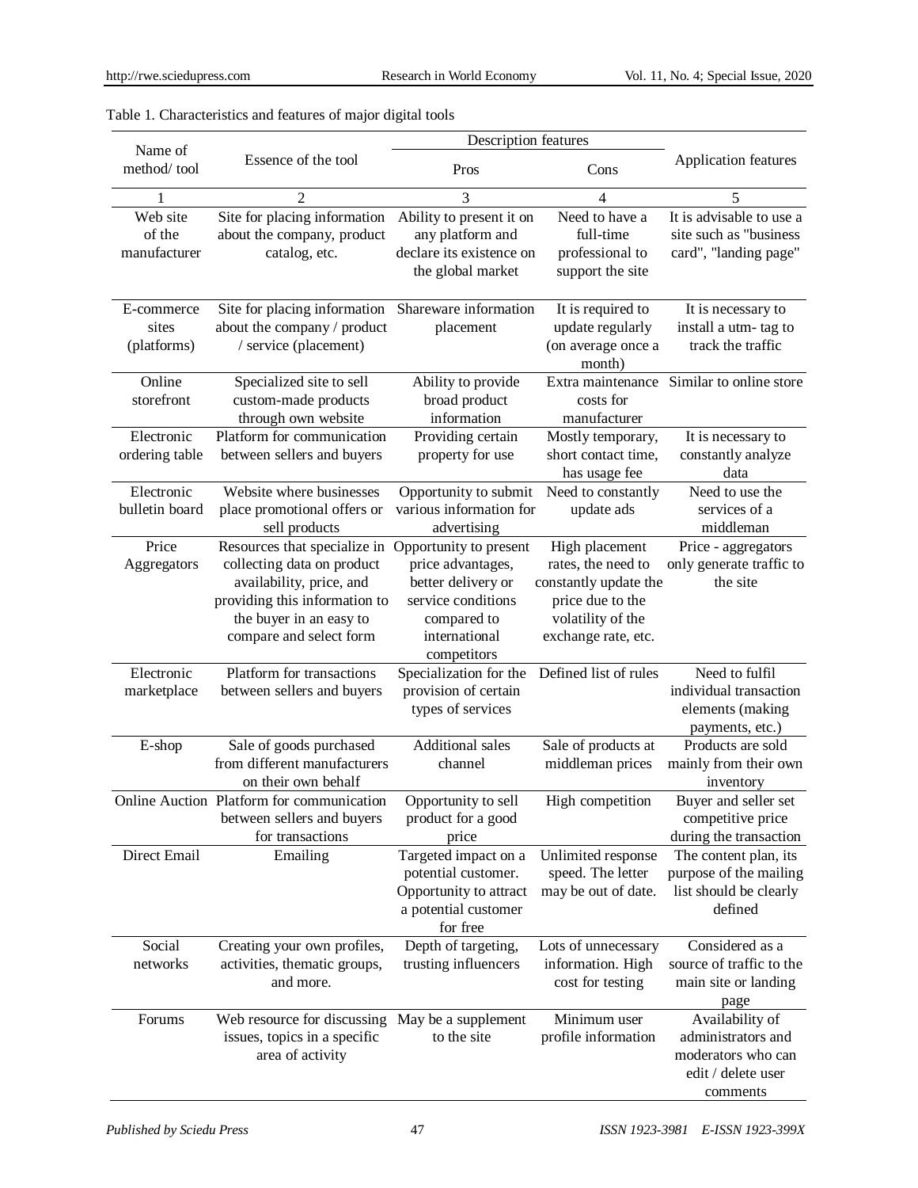Table 1. Characteristics and features of major digital tools

| Name of method/ tool | Essence of the tool | Description features | | Application features |
|---|---|---|---|---|
| | | Pros | Cons | |
| 1 | 2 | 3 | 4 | 5 |
| Web site of the manufacturer | Site for placing information about the company, product catalog, etc. | Ability to present it on any platform and declare its existence on the global market | Need to have a full-time professional to support the site | It is advisable to use a site such as "business card", "landing page" |
| E-commerce sites (platforms) | Site for placing information about the company / product / service (placement) | Shareware information placement | It is required to update regularly (on average once a month) | It is necessary to install a utm- tag to track the traffic |
| Online storefront | Specialized site to sell custom-made products through own website | Ability to provide broad product information | Extra maintenance costs for manufacturer | Similar to online store |
| Electronic ordering table | Platform for communication between sellers and buyers | Providing certain property for use | Mostly temporary, short contact time, has usage fee | It is necessary to constantly analyze data |
| Electronic bulletin board | Website where businesses place promotional offers or sell products | Opportunity to submit various information for advertising | Need to constantly update ads | Need to use the services of a middleman |
| Price Aggregators | Resources that specialize in collecting data on product availability, price, and providing this information to the buyer in an easy to compare and select form | Opportunity to present price advantages, better delivery or service conditions compared to international competitors | High placement rates, the need to constantly update the price due to the volatility of the exchange rate, etc. | Price - aggregators only generate traffic to the site |
| Electronic marketplace | Platform for transactions between sellers and buyers | Specialization for the provision of certain types of services | Defined list of rules | Need to fulfil individual transaction elements (making payments, etc.) |
| E-shop | Sale of goods purchased from different manufacturers on their own behalf | Additional sales channel | Sale of products at middleman prices | Products are sold mainly from their own inventory |
| Online Auction | Platform for communication between sellers and buyers for transactions | Opportunity to sell product for a good price | High competition | Buyer and seller set competitive price during the transaction |
| Direct Email | Emailing | Targeted impact on a potential customer. Opportunity to attract a potential customer for free | Unlimited response speed. The letter may be out of date. | The content plan, its purpose of the mailing list should be clearly defined |
| Social networks | Creating your own profiles, activities, thematic groups, and more. | Depth of targeting, trusting influencers | Lots of unnecessary information. High cost for testing | Considered as a source of traffic to the main site or landing page |
| Forums | Web resource for discussing issues, topics in a specific area of activity | May be a supplement to the site | Minimum user profile information | Availability of administrators and moderators who can edit / delete user comments |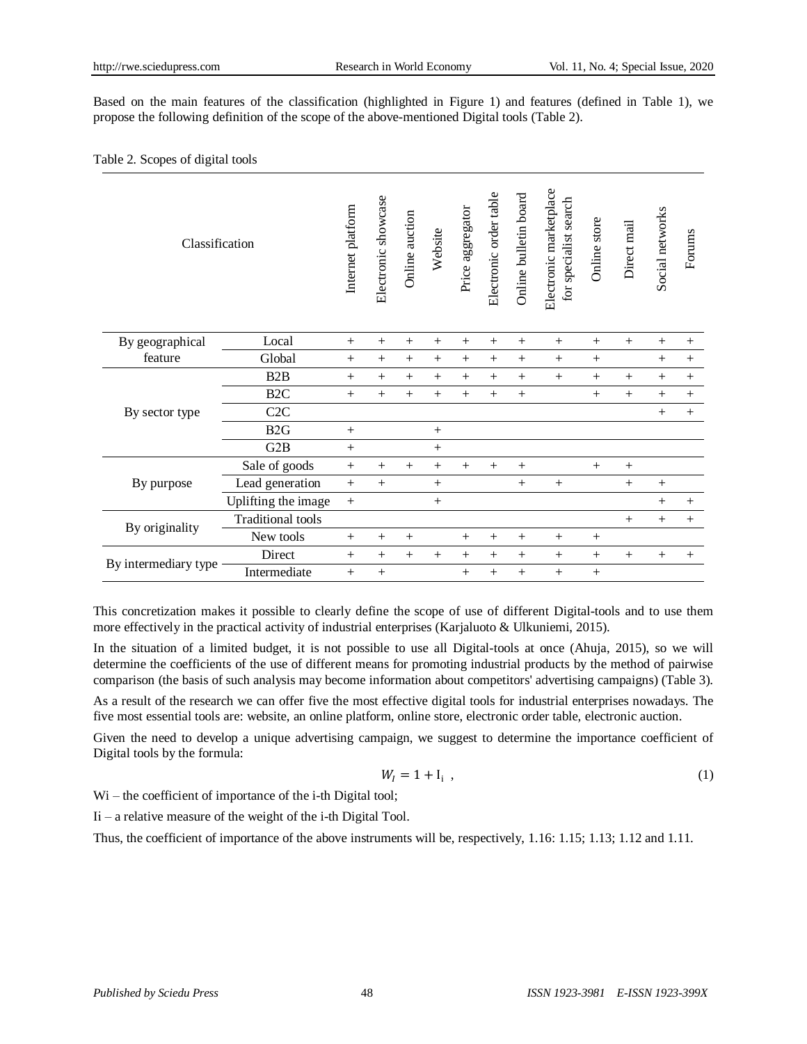Based on the main features of the classification (highlighted in Figure 1) and features (defined in Table 1), we propose the following definition of the scope of the above-mentioned Digital tools (Table 2).

Table 2. Scopes of digital tools

| Classification | | Internet platform | Electronic showcase | Online auction | Website | Price aggregator | Electronic order table | Online bulletin board | Electronic marketplace for specialist search | Online store | Direct mail | Social networks | Forums |
|---|---|---|---|---|---|---|---|---|---|---|---|---|---|
| By geographical feature | Local | + | + | + | + | + | + | + | + | + | + | + | + |
| | Global | + | + | + | + | + | + | + | + | + | | + | + |
| By sector type | B2B | + | + | + | + | + | + | + | + | + | + | + | + |
| | B2C | + | + | + | + | + | + | + | | + | + | + | + |
| | C2C | | | | | | | | | | | + | + |
| | B2G | + | | | + | | | | | | | | |
| | G2B | + | | | + | | | | | | | | |
| By purpose | Sale of goods | + | + | + | + | + | + | + | | + | + | | |
| | Lead generation | + | + | | + | | | + | + | | + | + | |
| | Uplifting the image | + | | | + | | | | | | | + | + |
| By originality | Traditional tools | | | | | | | | | | + | + | + |
| | New tools | + | + | + | | + | + | + | + | + | | | |
| By intermediary type | Direct | + | + | + | + | + | + | + | + | + | + | + | + |
| | Intermediate | + | + | | | + | + | + | + | + | | | |

This concretization makes it possible to clearly define the scope of use of different Digital-tools and to use them more effectively in the practical activity of industrial enterprises (Karjaluoto & Ulkuniemi, 2015).

In the situation of a limited budget, it is not possible to use all Digital-tools at once (Ahuja, 2015), so we will determine the coefficients of the use of different means for promoting industrial products by the method of pairwise comparison (the basis of such analysis may become information about competitors' advertising campaigns) (Table 3).

As a result of the research we can offer five the most effective digital tools for industrial enterprises nowadays. The five most essential tools are: website, an online platform, online store, electronic order table, electronic auction.

Given the need to develop a unique advertising campaign, we suggest to determine the importance coefficient of Digital tools by the formula:

$$W_I = 1 + \mathrm{I_i} \ , \tag{1}$$

Wi – the coefficient of importance of the i-th Digital tool;

Ii – a relative measure of the weight of the i-th Digital Tool.

Thus, the coefficient of importance of the above instruments will be, respectively, 1.16: 1.15; 1.13; 1.12 and 1.11.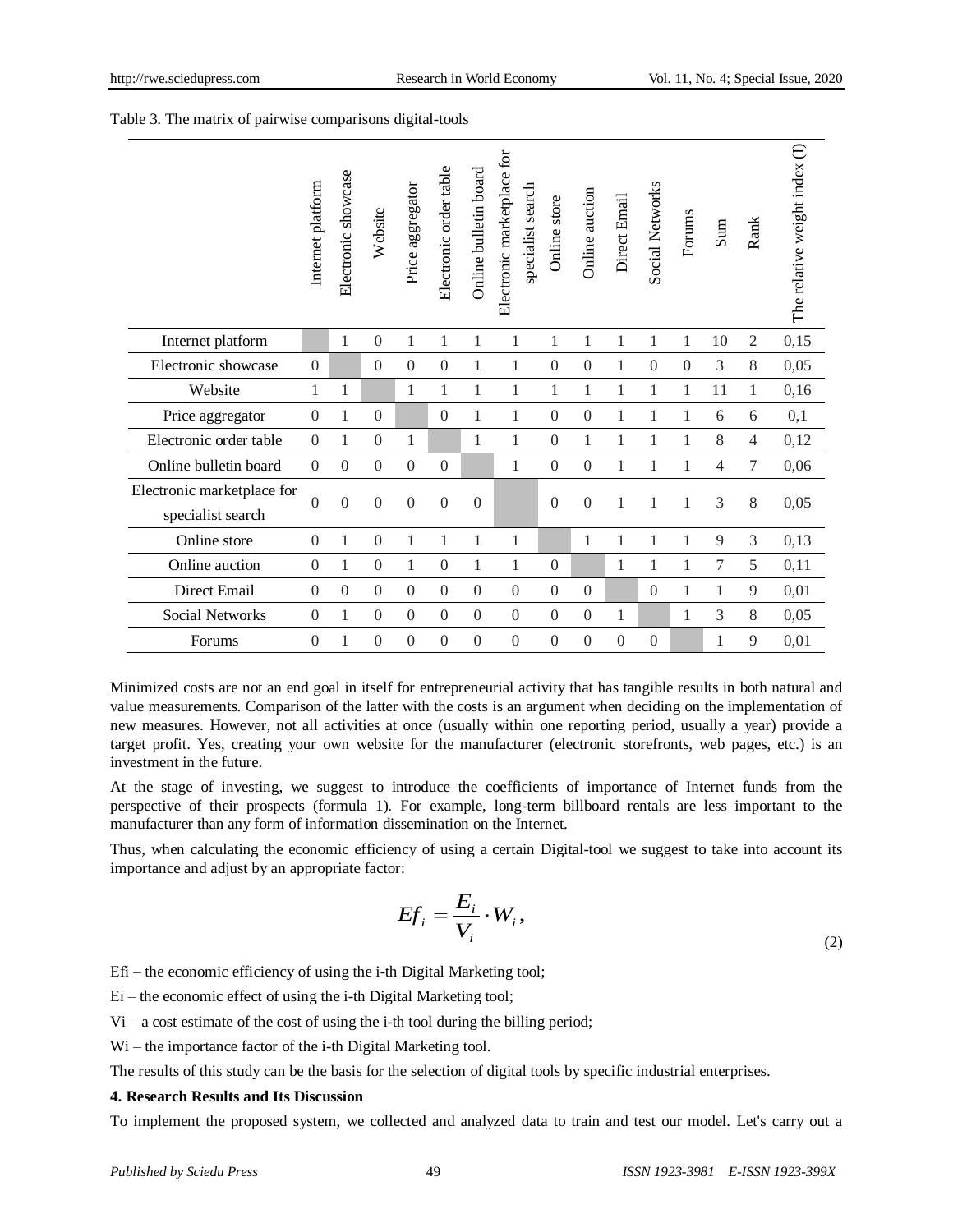Table 3. The matrix of pairwise comparisons digital-tools

| | Internet platform | Electronic showcase | Website | Price aggregator | Electronic order table | Online bulletin board | Electronic marketplace for specialist search | Online store | Online auction | Direct Email | Social Networks | Forums | Sum | Rank | The relative weight index (I) |
|---|---|---|---|---|---|---|---|---|---|---|---|---|---|---|---|
| Internet platform | | 1 | 0 | 1 | 1 | 1 | 1 | 1 | 1 | 1 | 1 | 1 | 10 | 2 | 0,15 |
| Electronic showcase | 0 | | 0 | 0 | 0 | 1 | 1 | 0 | 0 | 1 | 0 | 0 | 3 | 8 | 0,05 |
| Website | 1 | 1 | | 1 | 1 | 1 | 1 | 1 | 1 | 1 | 1 | 1 | 11 | 1 | 0,16 |
| Price aggregator | 0 | 1 | 0 | | 0 | 1 | 1 | 0 | 0 | 1 | 1 | 1 | 6 | 6 | 0,1 |
| Electronic order table | 0 | 1 | 0 | 1 | | 1 | 1 | 0 | 1 | 1 | 1 | 1 | 8 | 4 | 0,12 |
| Online bulletin board | 0 | 0 | 0 | 0 | 0 | | 1 | 0 | 0 | 1 | 1 | 1 | 4 | 7 | 0,06 |
| Electronic marketplace for specialist search | 0 | 0 | 0 | 0 | 0 | 0 | | 0 | 0 | 1 | 1 | 1 | 3 | 8 | 0,05 |
| Online store | 0 | 1 | 0 | 1 | 1 | 1 | 1 | | 1 | 1 | 1 | 1 | 9 | 3 | 0,13 |
| Online auction | 0 | 1 | 0 | 1 | 0 | 1 | 1 | 0 | | 1 | 1 | 1 | 7 | 5 | 0,11 |
| Direct Email | 0 | 0 | 0 | 0 | 0 | 0 | 0 | 0 | 0 | | 0 | 1 | 1 | 9 | 0,01 |
| Social Networks | 0 | 1 | 0 | 0 | 0 | 0 | 0 | 0 | 0 | 1 | | 1 | 3 | 8 | 0,05 |
| Forums | 0 | 1 | 0 | 0 | 0 | 0 | 0 | 0 | 0 | 0 | 0 | | 1 | 9 | 0,01 |

Minimized costs are not an end goal in itself for entrepreneurial activity that has tangible results in both natural and value measurements. Comparison of the latter with the costs is an argument when deciding on the implementation of new measures. However, not all activities at once (usually within one reporting period, usually a year) provide a target profit. Yes, creating your own website for the manufacturer (electronic storefronts, web pages, etc.) is an investment in the future.

At the stage of investing, we suggest to introduce the coefficients of importance of Internet funds from the perspective of their prospects (formula 1). For example, long-term billboard rentals are less important to the manufacturer than any form of information dissemination on the Internet.

Thus, when calculating the economic efficiency of using a certain Digital-tool we suggest to take into account its importance and adjust by an appropriate factor:

$$Ef_i = \frac{E_i}{V_i} \cdot W_i, \tag{2}$$

$Ef_i$ – the economic efficiency of using the i-th Digital Marketing tool;

$E_i$ – the economic effect of using the i-th Digital Marketing tool;

$V_i$ – a cost estimate of the cost of using the i-th tool during the billing period;

$W_i$ – the importance factor of the i-th Digital Marketing tool.

The results of this study can be the basis for the selection of digital tools by specific industrial enterprises.

**4. Research Results and Its Discussion**

To implement the proposed system, we collected and analyzed data to train and test our model. Let's carry out a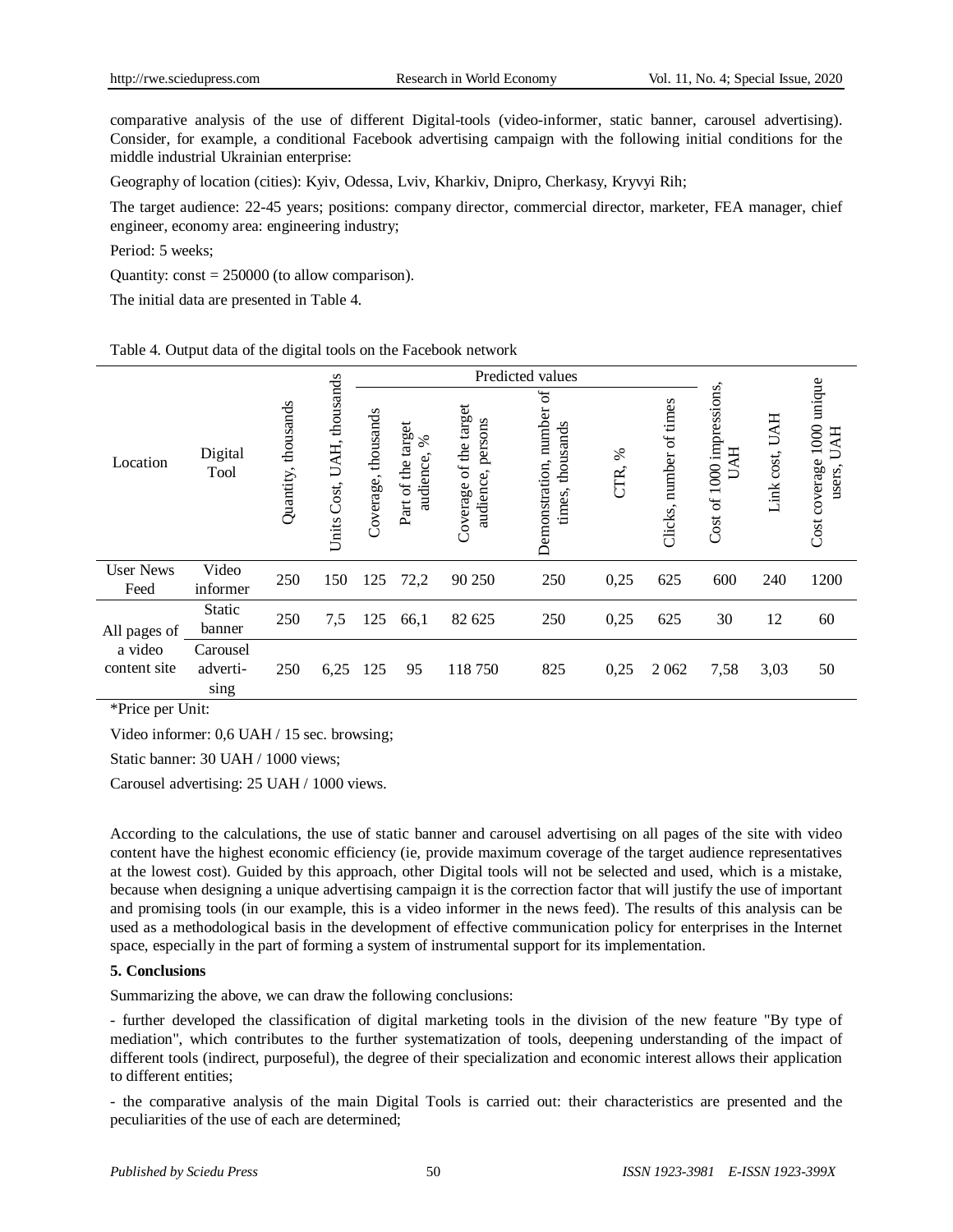comparative analysis of the use of different Digital-tools (video-informer, static banner, carousel advertising). Consider, for example, a conditional Facebook advertising campaign with the following initial conditions for the middle industrial Ukrainian enterprise:

Geography of location (cities): Kyiv, Odessa, Lviv, Kharkiv, Dnipro, Cherkasy, Kryvyi Rih;

The target audience: 22-45 years; positions: company director, commercial director, marketer, FEA manager, chief engineer, economy area: engineering industry;

Period: 5 weeks;

Quantity: const = 250000 (to allow comparison).

The initial data are presented in Table 4.

Table 4. Output data of the digital tools on the Facebook network

| Location | Digital Tool | Quantity, thousands | Units Cost, UAH, thousands | Predicted values | | | | | | | Cost of 1000 impressions, UAH | Link cost, UAH | Cost coverage 1000 unique users, UAH |
|---|---|---|---|---|---|---|---|---|---|---|---|---|---|
| | | | | Coverage, thousands | Part of the target audience, % | Coverage of the target audience, persons | Demonstration, number of times, thousands | CTR, % | Clicks, number of times | | | | |
| User News Feed | Video informer | 250 | 150 | 125 | 72,2 | 90 250 | 250 | 0,25 | 625 | 600 | 240 | 1200 |
| All pages of a video content site | Static banner | 250 | 7,5 | 125 | 66,1 | 82 625 | 250 | 0,25 | 625 | 30 | 12 | 60 |
| | Carousel adverti-sing | 250 | 6,25 | 125 | 95 | 118 750 | 825 | 0,25 | 2 062 | 7,58 | 3,03 | 50 |

*Price per Unit:

Video informer: 0,6 UAH / 15 sec. browsing;

Static banner: 30 UAH / 1000 views;

Carousel advertising: 25 UAH / 1000 views.

According to the calculations, the use of static banner and carousel advertising on all pages of the site with video content have the highest economic efficiency (ie, provide maximum coverage of the target audience representatives at the lowest cost). Guided by this approach, other Digital tools will not be selected and used, which is a mistake, because when designing a unique advertising campaign it is the correction factor that will justify the use of important and promising tools (in our example, this is a video informer in the news feed). The results of this analysis can be used as a methodological basis in the development of effective communication policy for enterprises in the Internet space, especially in the part of forming a system of instrumental support for its implementation.

## 5. Conclusions

Summarizing the above, we can draw the following conclusions:

- further developed the classification of digital marketing tools in the division of the new feature "By type of mediation", which contributes to the further systematization of tools, deepening understanding of the impact of different tools (indirect, purposeful), the degree of their specialization and economic interest allows their application to different entities;

- the comparative analysis of the main Digital Tools is carried out: their characteristics are presented and the peculiarities of the use of each are determined;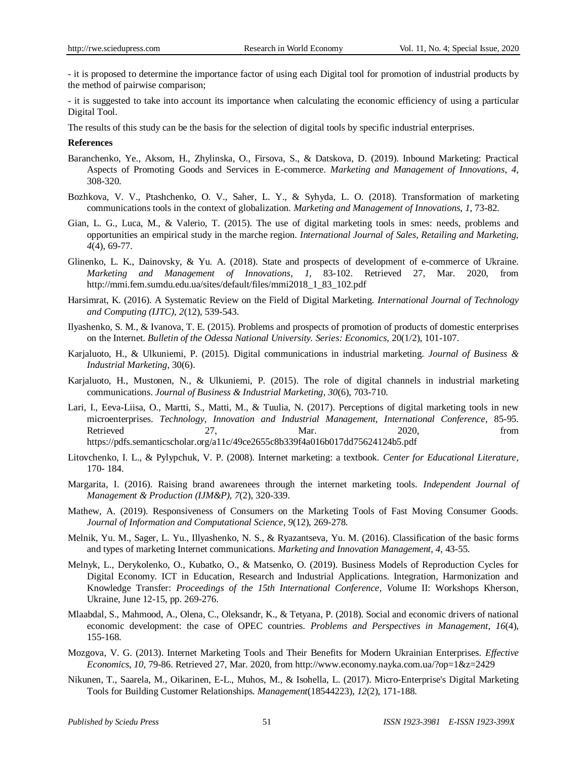- it is proposed to determine the importance factor of using each Digital tool for promotion of industrial products by the method of pairwise comparison;

- it is suggested to take into account its importance when calculating the economic efficiency of using a particular Digital Tool.

The results of this study can be the basis for the selection of digital tools by specific industrial enterprises.

**References**

Baranchenko, Ye., Aksom, H., Zhylinska, O., Firsova, S., & Datskova, D. (2019). Inbound Marketing: Practical Aspects of Promoting Goods and Services in E-commerce. *Marketing and Management of Innovations*, *4*, 308-320.

Bozhkova, V. V., Ptashchenko, O. V., Saher, L. Y., & Syhyda, L. O. (2018). Transformation of marketing communications tools in the context of globalization. *Marketing and Management of Innovations*, *1*, 73-82.

Gian, L. G., Luca, M., & Valerio, T. (2015). The use of digital marketing tools in smes: needs, problems and opportunities an empirical study in the marche region. *International Journal of Sales, Retailing and Marketing*, *4*(4), 69-77.

Glinenko, L. K., Dainovsky, & Yu. A. (2018). State and prospects of development of e-commerce of Ukraine. *Marketing and Management of Innovations*, *1*, 83-102. Retrieved 27, Mar. 2020, from http://mmi.fem.sumdu.edu.ua/sites/default/files/mmi2018_1_83_102.pdf

Harsimrat, K. (2016). A Systematic Review on the Field of Digital Marketing. *International Journal of Technology and Computing (IJTC)*, *2*(12), 539-543.

Ilyashenko, S. M., & Ivanova, T. E. (2015). Problems and prospects of promotion of products of domestic enterprises on the Internet. *Bulletin of the Odessa National University. Series: Economics*, 20(1/2), 101-107.

Karjaluoto, H., & Ulkuniemi, P. (2015). Digital communications in industrial marketing. *Journal of Business & Industrial Marketing*, 30(6).

Karjaluoto, H., Mustonen, N., & Ulkuniemi, P. (2015). The role of digital channels in industrial marketing communications. *Journal of Business & Industrial Marketing*, *30*(6), 703-710.

Lari, I., Eeva-Liisa, O., Martti, S., Matti, M., & Tuulia, N. (2017). Perceptions of digital marketing tools in new microenterprises. *Technology, Innovation and Industrial Management, International Conference*, 85-95. Retrieved 27, Mar. 2020, from https://pdfs.semanticscholar.org/a11c/49ce2655c8b339f4a016b017dd75624124b5.pdf

Litovchenko, I. L., & Pylypchuk, V. P. (2008). Internet marketing: a textbook. *Center for Educational Literature*, 170- 184.

Margarita, I. (2016). Raising brand awarenees through the internet marketing tools. *Independent Journal of Management & Production (IJM&P)*, *7*(2), 320-339.

Mathew, A. (2019). Responsiveness of Consumers on the Marketing Tools of Fast Moving Consumer Goods. *Journal of Information and Computational Science*, *9*(12), 269-278.

Melnik, Yu. M., Sager, L. Yu., Illyashenko, N. S., & Ryazantseva, Yu. M. (2016). Classification of the basic forms and types of marketing Internet communications. *Marketing and Innovation Management*, *4*, 43-55.

Melnyk, L., Derykolenko, O., Kubatko, O., & Matsenko, O. (2019). Business Models of Reproduction Cycles for Digital Economy. ICT in Education, Research and Industrial Applications. Integration, Harmonization and Knowledge Transfer: *Proceedings of the 15th International Conference, V*olume II: Workshops Kherson, Ukraine, June 12-15, pp. 269-276.

Mlaabdal, S., Mahmood, A., Olena, C., Oleksandr, K., & Tetyana, P. (2018). Social and economic drivers of national economic development: the case of OPEC countries. *Problems and Perspectives in Management*, *16*(4), 155-168.

Mozgova, V. G. (2013). Internet Marketing Tools and Their Benefits for Modern Ukrainian Enterprises. *Effective Economics*, *10*, 79-86. Retrieved 27, Mar. 2020, from http://www.economy.nayka.com.ua/?op=1&z=2429

Nikunen, T., Saarela, M., Oikarinen, E-L., Muhos, M., & Isohella, L. (2017). Micro-Enterprise's Digital Marketing Tools for Building Customer Relationships. *Management*(18544223), *12*(2), 171-188.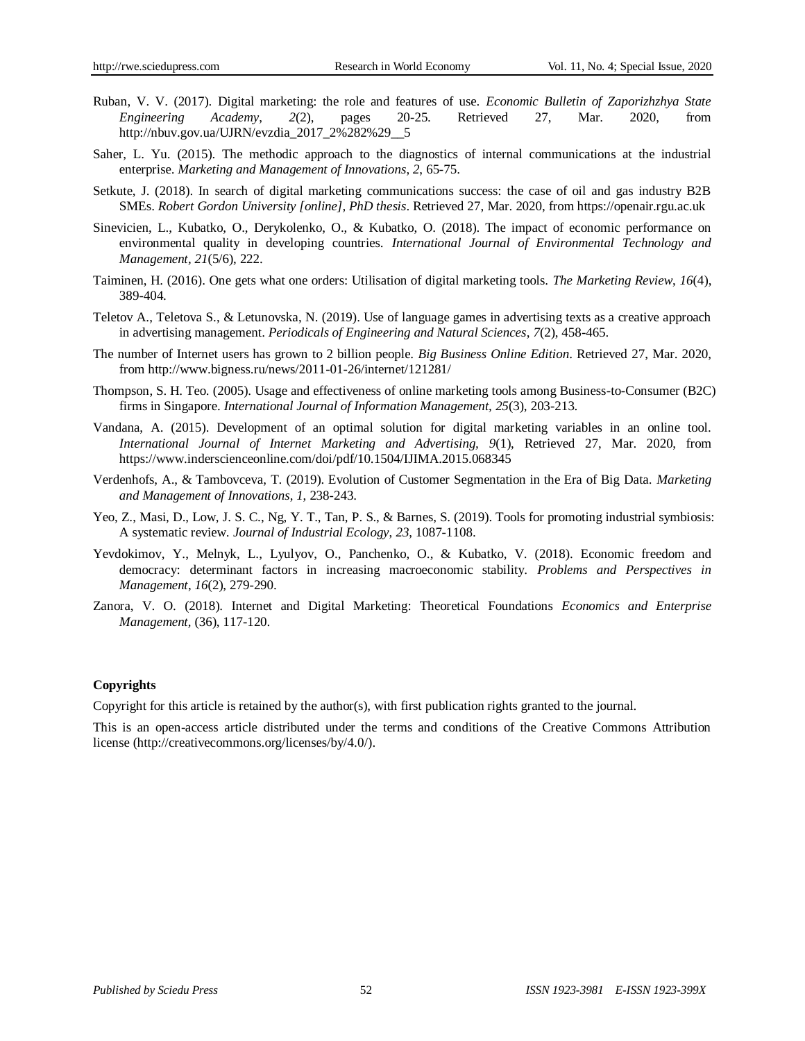Ruban, V. V. (2017). Digital marketing: the role and features of use. *Economic Bulletin of Zaporizhzhya State Engineering Academy*, *2*(2), pages 20-25. Retrieved 27, Mar. 2020, from http://nbuv.gov.ua/UJRN/evzdia_2017_2%282%29__5

Saher, L. Yu. (2015). The methodic approach to the diagnostics of internal communications at the industrial enterprise. *Marketing and Management of Innovations*, *2*, 65-75.

Setkute, J. (2018). In search of digital marketing communications success: the case of oil and gas industry B2B SMEs. *Robert Gordon University [online], PhD thesis*. Retrieved 27, Mar. 2020, from https://openair.rgu.ac.uk

Sinevicien, L., Kubatko, O., Derykolenko, O., & Kubatko, O. (2018). The impact of economic performance on environmental quality in developing countries. *International Journal of Environmental Technology and Management, 21*(5/6), 222.

Taiminen, H. (2016). One gets what one orders: Utilisation of digital marketing tools. *The Marketing Review*, *16*(4), 389-404.

Teletov A., Teletova S., & Letunovska, N. (2019). Use of language games in advertising texts as a creative approach in advertising management. *Periodicals of Engineering and Natural Sciences*, *7*(2), 458-465.

The number of Internet users has grown to 2 billion people. *Big Business Online Edition*. Retrieved 27, Mar. 2020, from http://www.bigness.ru/news/2011-01-26/internet/121281/

Thompson, S. H. Teo. (2005). Usage and effectiveness of online marketing tools among Business-to-Consumer (B2C) firms in Singapore. *International Journal of Information Management, 25*(3), 203-213.

Vandana, A. (2015). Development of an optimal solution for digital marketing variables in an online tool. *International Journal of Internet Marketing and Advertising, 9*(1), Retrieved 27, Mar. 2020, from https://www.inderscienceonline.com/doi/pdf/10.1504/IJIMA.2015.068345

Verdenhofs, A., & Tambovceva, T. (2019). Evolution of Customer Segmentation in the Era of Big Data. *Marketing and Management of Innovations*, *1*, 238-243.

Yeo, Z., Masi, D., Low, J. S. C., Ng, Y. T., Tan, P. S., & Barnes, S. (2019). Tools for promoting industrial symbiosis: A systematic review. *Journal of Industrial Ecology*, *23*, 1087-1108.

Yevdokimov, Y., Melnyk, L., Lyulyov, O., Panchenko, O., & Kubatko, V. (2018). Economic freedom and democracy: determinant factors in increasing macroeconomic stability. *Problems and Perspectives in Management*, *16*(2), 279-290.

Zanora, V. O. (2018). Internet and Digital Marketing: Theoretical Foundations *Economics and Enterprise Management,* (36), 117-120.

**Copyrights**

Copyright for this article is retained by the author(s), with first publication rights granted to the journal.

This is an open-access article distributed under the terms and conditions of the Creative Commons Attribution license (http://creativecommons.org/licenses/by/4.0/).